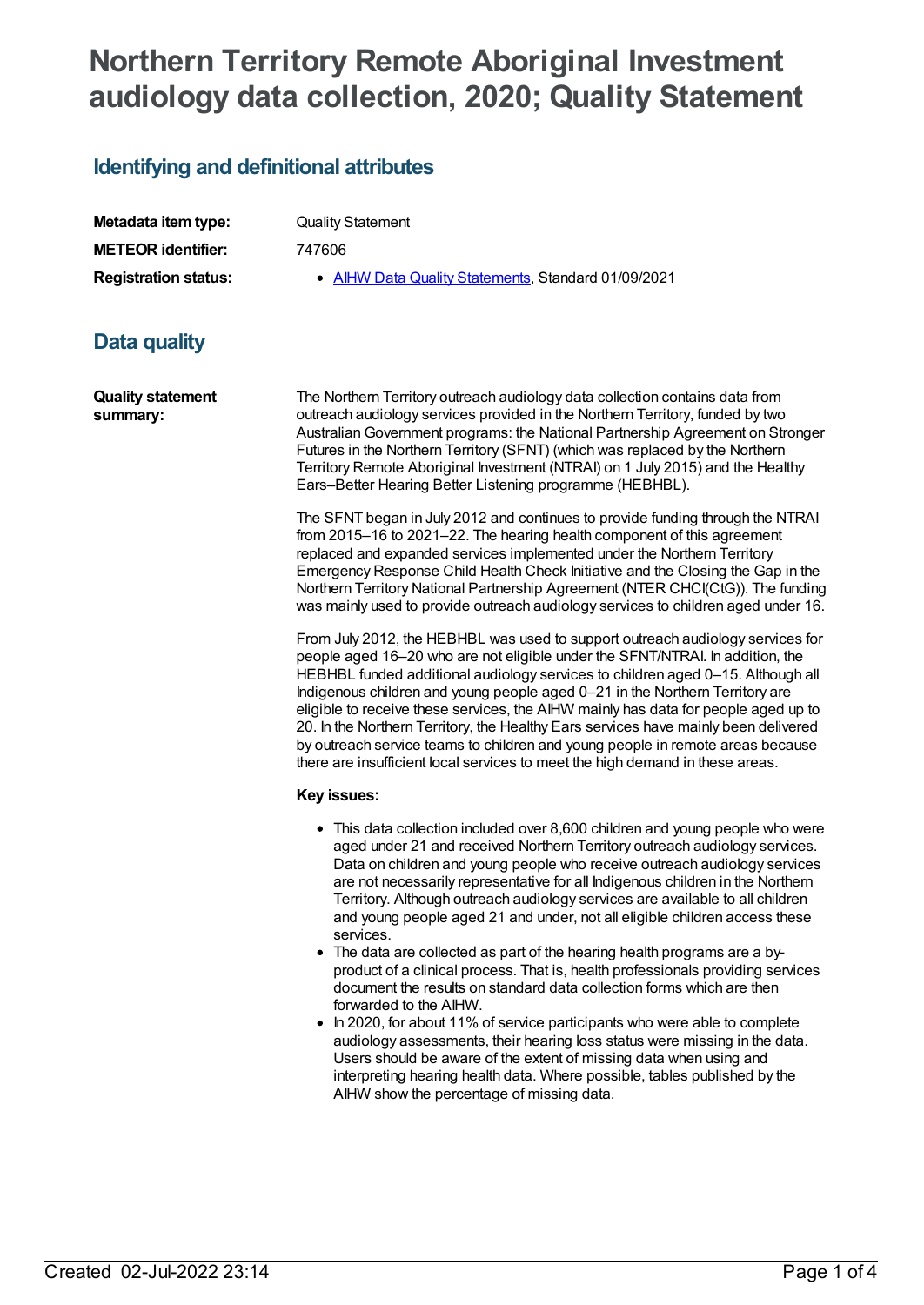# Northern Territory Remote Aboriginal Investment audiology data collection, 2020; Quality Statement

## Identifying and definitional attributes

| | |
|---|---|
| **Metadata item type:** | Quality Statement |
| **METEOR identifier:** | 747606 |
| **Registration status:** | • AIHW Data Quality Statements, Standard 01/09/2021 |

## Data quality

**Quality statement summary:**

The Northern Territory outreach audiology data collection contains data from outreach audiology services provided in the Northern Territory, funded by two Australian Government programs: the National Partnership Agreement on Stronger Futures in the Northern Territory (SFNT) (which was replaced by the Northern Territory Remote Aboriginal Investment (NTRAI) on 1 July 2015) and the Healthy Ears–Better Hearing Better Listening programme (HEBHBL).

The SFNT began in July 2012 and continues to provide funding through the NTRAI from 2015–16 to 2021–22. The hearing health component of this agreement replaced and expanded services implemented under the Northern Territory Emergency Response Child Health Check Initiative and the Closing the Gap in the Northern Territory National Partnership Agreement (NTER CHCI(CtG)). The funding was mainly used to provide outreach audiology services to children aged under 16.

From July 2012, the HEBHBL was used to support outreach audiology services for people aged 16–20 who are not eligible under the SFNT/NTRAI. In addition, the HEBHBL funded additional audiology services to children aged 0–15. Although all Indigenous children and young people aged 0–21 in the Northern Territory are eligible to receive these services, the AIHW mainly has data for people aged up to 20. In the Northern Territory, the Healthy Ears services have mainly been delivered by outreach service teams to children and young people in remote areas because there are insufficient local services to meet the high demand in these areas.

**Key issues:**

- This data collection included over 8,600 children and young people who were aged under 21 and received Northern Territory outreach audiology services. Data on children and young people who receive outreach audiology services are not necessarily representative for all Indigenous children in the Northern Territory. Although outreach audiology services are available to all children and young people aged 21 and under, not all eligible children access these services.
- The data are collected as part of the hearing health programs are a by-product of a clinical process. That is, health professionals providing services document the results on standard data collection forms which are then forwarded to the AIHW.
- In 2020, for about 11% of service participants who were able to complete audiology assessments, their hearing loss status were missing in the data. Users should be aware of the extent of missing data when using and interpreting hearing health data. Where possible, tables published by the AIHW show the percentage of missing data.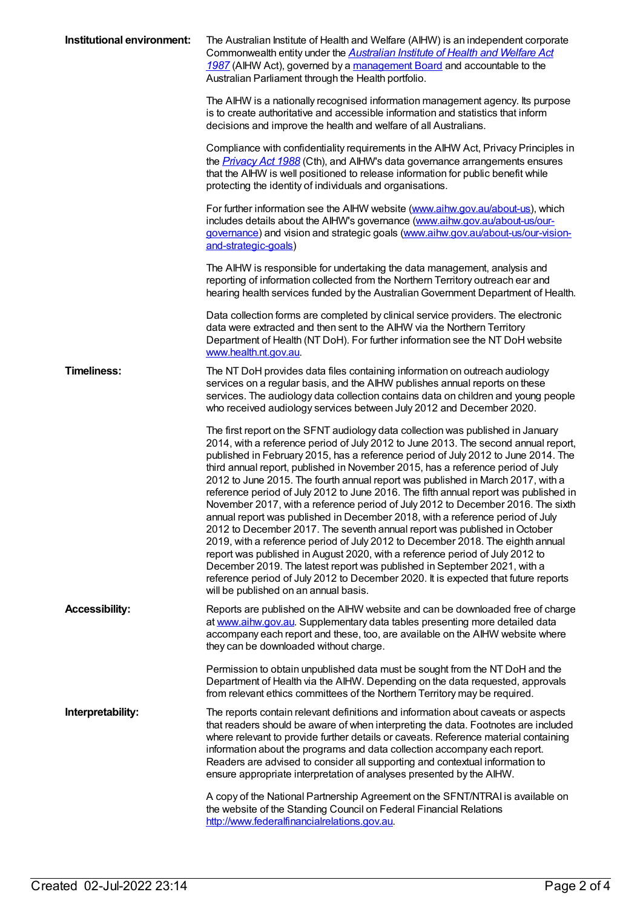**Institutional environment:**

The Australian Institute of Health and Welfare (AIHW) is an independent corporate Commonwealth entity under the *Australian Institute of Health and Welfare Act 1987* (AIHW Act), governed by a management Board and accountable to the Australian Parliament through the Health portfolio.

The AIHW is a nationally recognised information management agency. Its purpose is to create authoritative and accessible information and statistics that inform decisions and improve the health and welfare of all Australians.

Compliance with confidentiality requirements in the AIHW Act, Privacy Principles in the *Privacy Act 1988* (Cth), and AIHW's data governance arrangements ensures that the AIHW is well positioned to release information for public benefit while protecting the identity of individuals and organisations.

For further information see the AIHW website (www.aihw.gov.au/about-us), which includes details about the AIHW's governance (www.aihw.gov.au/about-us/our-governance) and vision and strategic goals (www.aihw.gov.au/about-us/our-vision-and-strategic-goals)

The AIHW is responsible for undertaking the data management, analysis and reporting of information collected from the Northern Territory outreach ear and hearing health services funded by the Australian Government Department of Health.

Data collection forms are completed by clinical service providers. The electronic data were extracted and then sent to the AIHW via the Northern Territory Department of Health (NT DoH). For further information see the NT DoH website www.health.nt.gov.au.

**Timeliness:**

The NT DoH provides data files containing information on outreach audiology services on a regular basis, and the AIHW publishes annual reports on these services. The audiology data collection contains data on children and young people who received audiology services between July 2012 and December 2020.

The first report on the SFNT audiology data collection was published in January 2014, with a reference period of July 2012 to June 2013. The second annual report, published in February 2015, has a reference period of July 2012 to June 2014. The third annual report, published in November 2015, has a reference period of July 2012 to June 2015. The fourth annual report was published in March 2017, with a reference period of July 2012 to June 2016. The fifth annual report was published in November 2017, with a reference period of July 2012 to December 2016. The sixth annual report was published in December 2018, with a reference period of July 2012 to December 2017. The seventh annual report was published in October 2019, with a reference period of July 2012 to December 2018. The eighth annual report was published in August 2020, with a reference period of July 2012 to December 2019. The latest report was published in September 2021, with a reference period of July 2012 to December 2020. It is expected that future reports will be published on an annual basis.

**Accessibility:**

Reports are published on the AIHW website and can be downloaded free of charge at www.aihw.gov.au. Supplementary data tables presenting more detailed data accompany each report and these, too, are available on the AIHW website where they can be downloaded without charge.

Permission to obtain unpublished data must be sought from the NT DoH and the Department of Health via the AIHW. Depending on the data requested, approvals from relevant ethics committees of the Northern Territory may be required.

**Interpretability:**

The reports contain relevant definitions and information about caveats or aspects that readers should be aware of when interpreting the data. Footnotes are included where relevant to provide further details or caveats. Reference material containing information about the programs and data collection accompany each report. Readers are advised to consider all supporting and contextual information to ensure appropriate interpretation of analyses presented by the AIHW.

A copy of the National Partnership Agreement on the SFNT/NTRAI is available on the website of the Standing Council on Federal Financial Relations http://www.federalfinancialrelations.gov.au.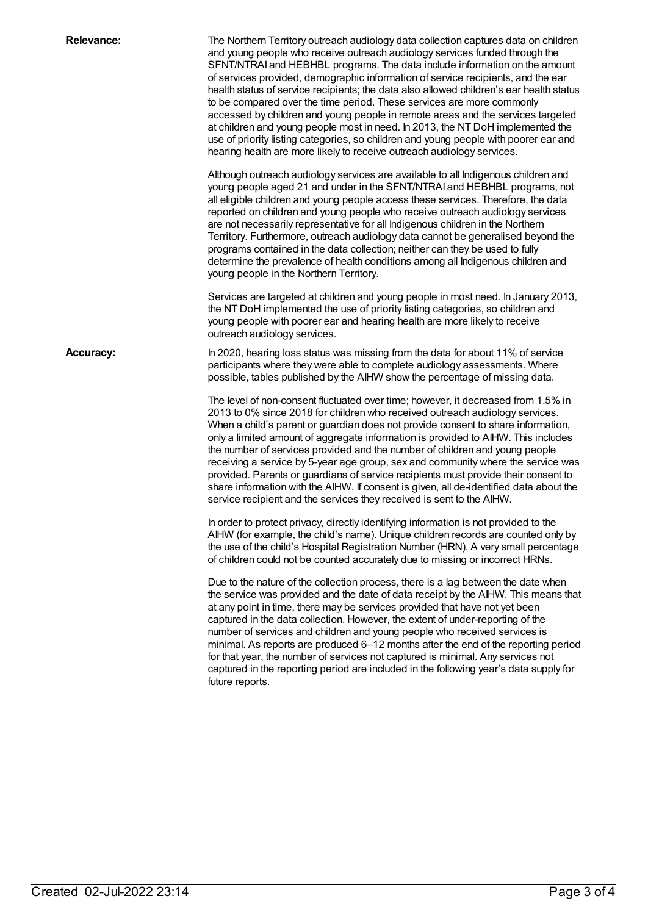**Relevance:**

The Northern Territory outreach audiology data collection captures data on children and young people who receive outreach audiology services funded through the SFNT/NTRAI and HEBHBL programs. The data include information on the amount of services provided, demographic information of service recipients, and the ear health status of service recipients; the data also allowed children's ear health status to be compared over the time period. These services are more commonly accessed by children and young people in remote areas and the services targeted at children and young people most in need. In 2013, the NT DoH implemented the use of priority listing categories, so children and young people with poorer ear and hearing health are more likely to receive outreach audiology services.

Although outreach audiology services are available to all Indigenous children and young people aged 21 and under in the SFNT/NTRAI and HEBHBL programs, not all eligible children and young people access these services. Therefore, the data reported on children and young people who receive outreach audiology services are not necessarily representative for all Indigenous children in the Northern Territory. Furthermore, outreach audiology data cannot be generalised beyond the programs contained in the data collection; neither can they be used to fully determine the prevalence of health conditions among all Indigenous children and young people in the Northern Territory.

Services are targeted at children and young people in most need. In January 2013, the NT DoH implemented the use of priority listing categories, so children and young people with poorer ear and hearing health are more likely to receive outreach audiology services.

**Accuracy:**

In 2020, hearing loss status was missing from the data for about 11% of service participants where they were able to complete audiology assessments. Where possible, tables published by the AIHW show the percentage of missing data.

The level of non-consent fluctuated over time; however, it decreased from 1.5% in 2013 to 0% since 2018 for children who received outreach audiology services. When a child's parent or guardian does not provide consent to share information, only a limited amount of aggregate information is provided to AIHW. This includes the number of services provided and the number of children and young people receiving a service by 5-year age group, sex and community where the service was provided. Parents or guardians of service recipients must provide their consent to share information with the AIHW. If consent is given, all de-identified data about the service recipient and the services they received is sent to the AIHW.

In order to protect privacy, directly identifying information is not provided to the AIHW (for example, the child's name). Unique children records are counted only by the use of the child's Hospital Registration Number (HRN). A very small percentage of children could not be counted accurately due to missing or incorrect HRNs.

Due to the nature of the collection process, there is a lag between the date when the service was provided and the date of data receipt by the AIHW. This means that at any point in time, there may be services provided that have not yet been captured in the data collection. However, the extent of under-reporting of the number of services and children and young people who received services is minimal. As reports are produced 6–12 months after the end of the reporting period for that year, the number of services not captured is minimal. Any services not captured in the reporting period are included in the following year's data supply for future reports.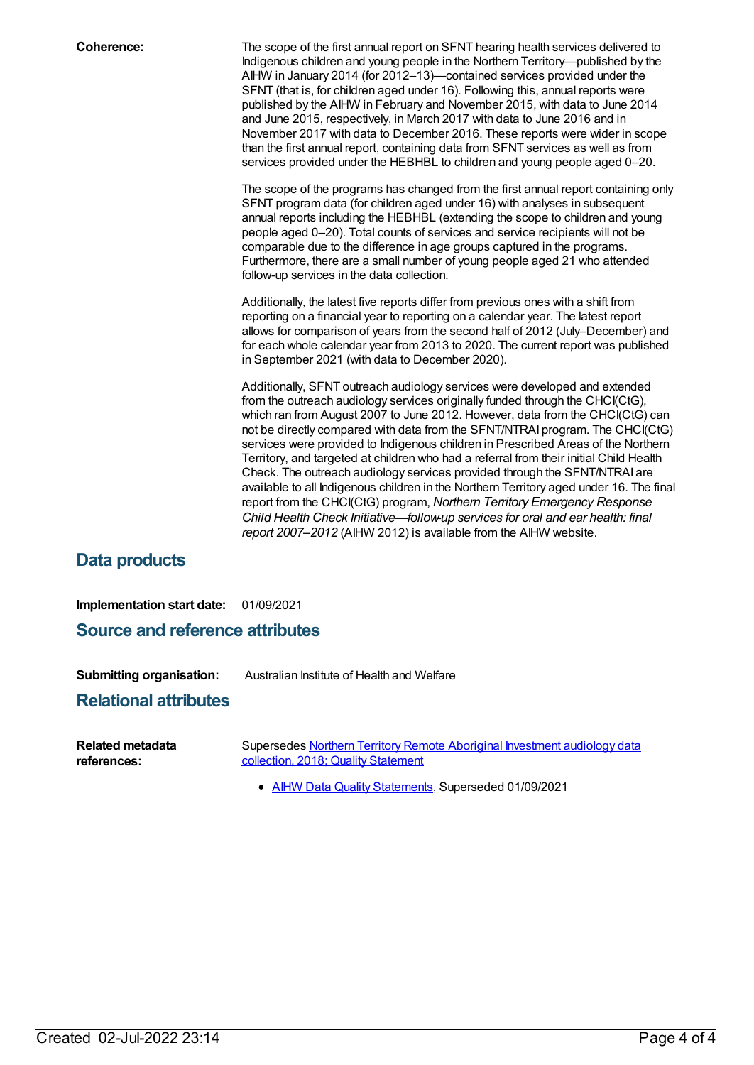**Coherence:** The scope of the first annual report on SFNT hearing health services delivered to Indigenous children and young people in the Northern Territory—published by the AIHW in January 2014 (for 2012–13)—contained services provided under the SFNT (that is, for children aged under 16). Following this, annual reports were published by the AIHW in February and November 2015, with data to June 2014 and June 2015, respectively, in March 2017 with data to June 2016 and in November 2017 with data to December 2016. These reports were wider in scope than the first annual report, containing data from SFNT services as well as from services provided under the HEBHBL to children and young people aged 0–20.

The scope of the programs has changed from the first annual report containing only SFNT program data (for children aged under 16) with analyses in subsequent annual reports including the HEBHBL (extending the scope to children and young people aged 0–20). Total counts of services and service recipients will not be comparable due to the difference in age groups captured in the programs. Furthermore, there are a small number of young people aged 21 who attended follow-up services in the data collection.

Additionally, the latest five reports differ from previous ones with a shift from reporting on a financial year to reporting on a calendar year. The latest report allows for comparison of years from the second half of 2012 (July–December) and for each whole calendar year from 2013 to 2020. The current report was published in September 2021 (with data to December 2020).

Additionally, SFNT outreach audiology services were developed and extended from the outreach audiology services originally funded through the CHCI(CtG), which ran from August 2007 to June 2012. However, data from the CHCI(CtG) can not be directly compared with data from the SFNT/NTRAI program. The CHCI(CtG) services were provided to Indigenous children in Prescribed Areas of the Northern Territory, and targeted at children who had a referral from their initial Child Health Check. The outreach audiology services provided through the SFNT/NTRAI are available to all Indigenous children in the Northern Territory aged under 16. The final report from the CHCI(CtG) program, *Northern Territory Emergency Response Child Health Check Initiative—follow-up services for oral and ear health: final report 2007–2012* (AIHW 2012) is available from the AIHW website.

## Data products

**Implementation start date:** 01/09/2021

## Source and reference attributes

**Submitting organisation:** Australian Institute of Health and Welfare

## Relational attributes

**Related metadata references:** Supersedes Northern Territory Remote Aboriginal Investment audiology data collection, 2018; Quality Statement

- AIHW Data Quality Statements, Superseded 01/09/2021